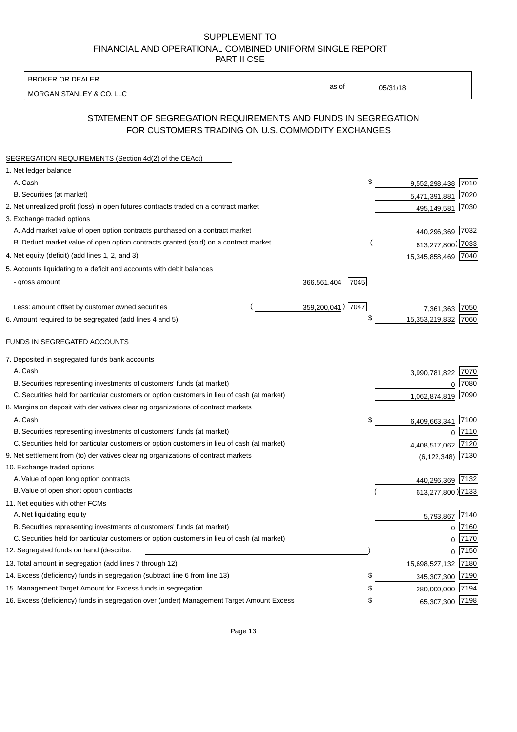# SUPPLEMENT TO
# FINANCIAL AND OPERATIONAL COMBINED UNIFORM SINGLE REPORT
# PART II CSE

BROKER OR DEALER

MORGAN STANLEY & CO. LLC

as of 05/31/18

## STATEMENT OF SEGREGATION REQUIREMENTS AND FUNDS IN SEGREGATION FOR CUSTOMERS TRADING ON U.S. COMMODITY EXCHANGES

### SEGREGATION REQUIREMENTS (Section 4d(2) of the CEAct)

| | | | | |
|---|---|---|---|---|
| 1. Net ledger balance | | | | |
| A. Cash | | | $ 9,552,298,438 | 7010 |
| B. Securities (at market) | | | 5,471,391,881 | 7020 |
| 2. Net unrealized profit (loss) in open futures contracts traded on a contract market | | | 495,149,581 | 7030 |
| 3. Exchange traded options | | | | |
| A. Add market value of open option contracts purchased on a contract market | | | 440,296,369 | 7032 |
| B. Deduct market value of open option contracts granted (sold) on a contract market | | | (613,277,800) | 7033 |
| 4. Net equity (deficit) (add lines 1, 2, and 3) | | | 15,345,858,469 | 7040 |
| 5. Accounts liquidating to a deficit and accounts with debit balances | | | | |
| - gross amount | 366,561,404 | 7045 | | |
| Less: amount offset by customer owned securities | (359,200,041) | 7047 | 7,361,363 | 7050 |
| 6. Amount required to be segregated (add lines 4 and 5) | | | $ 15,353,219,832 | 7060 |

### FUNDS IN SEGREGATED ACCOUNTS

| | | |
|---|---|---|
| 7. Deposited in segregated funds bank accounts | | |
| A. Cash | 3,990,781,822 | 7070 |
| B. Securities representing investments of customers' funds (at market) | 0 | 7080 |
| C. Securities held for particular customers or option customers in lieu of cash (at market) | 1,062,874,819 | 7090 |
| 8. Margins on deposit with derivatives clearing organizations of contract markets | | |
| A. Cash | $ 6,409,663,341 | 7100 |
| B. Securities representing investments of customers' funds (at market) | 0 | 7110 |
| C. Securities held for particular customers or option customers in lieu of cash (at market) | 4,408,517,062 | 7120 |
| 9. Net settlement from (to) derivatives clearing organizations of contract markets | (6,122,348) | 7130 |
| 10. Exchange traded options | | |
| A. Value of open long option contracts | 440,296,369 | 7132 |
| B. Value of open short option contracts | (613,277,800) | 7133 |
| 11. Net equities with other FCMs | | |
| A. Net liquidating equity | 5,793,867 | 7140 |
| B. Securities representing investments of customers' funds (at market) | 0 | 7160 |
| C. Securities held for particular customers or option customers in lieu of cash (at market) | 0 | 7170 |
| 12. Segregated funds on hand (describe: ) | 0 | 7150 |
| 13. Total amount in segregation (add lines 7 through 12) | 15,698,527,132 | 7180 |
| 14. Excess (deficiency) funds in segregation (subtract line 6 from line 13) | $ 345,307,300 | 7190 |
| 15. Management Target Amount for Excess funds in segregation | $ 280,000,000 | 7194 |
| 16. Excess (deficiency) funds in segregation over (under) Management Target Amount Excess | $ 65,307,300 | 7198 |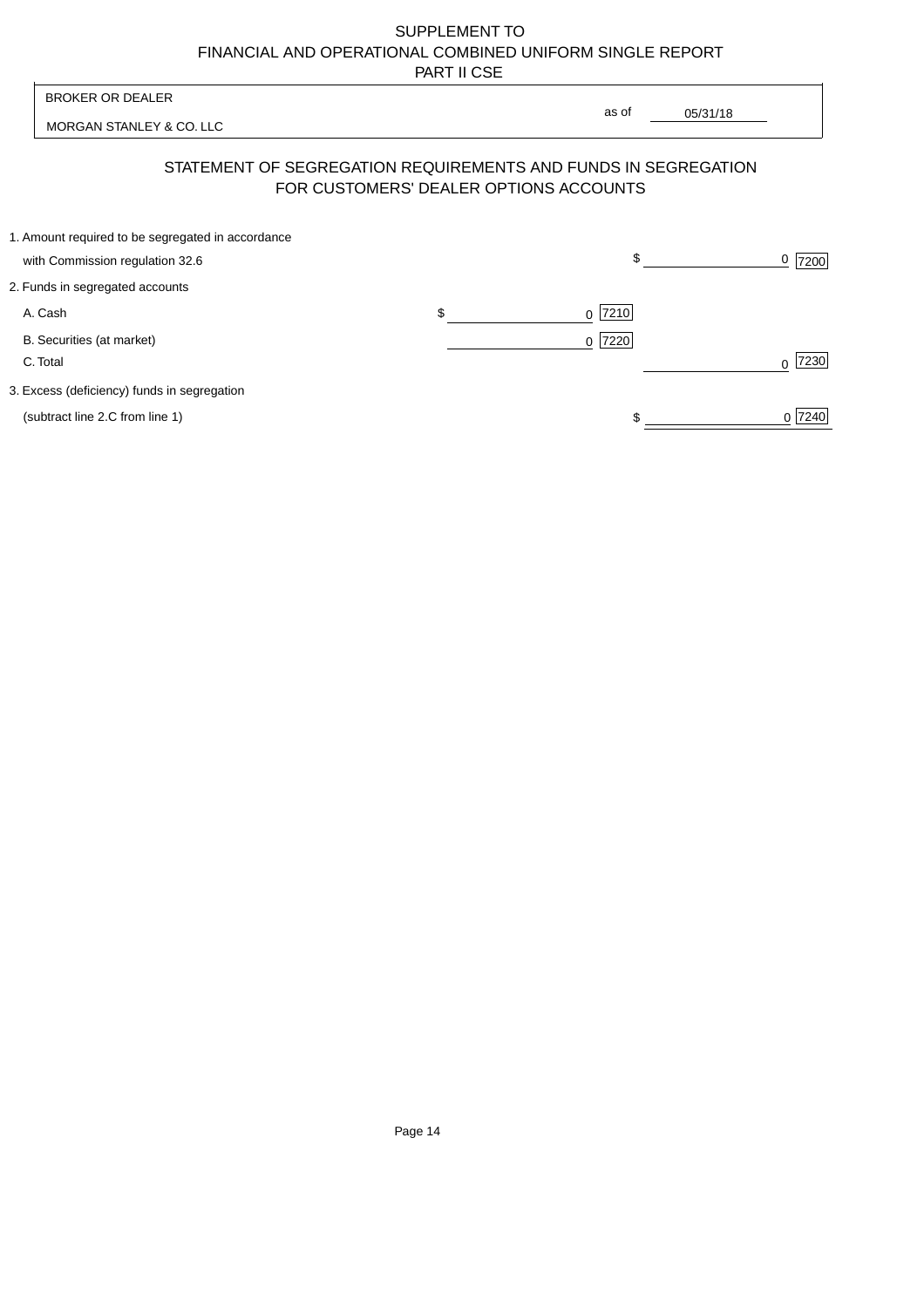SUPPLEMENT TO
FINANCIAL AND OPERATIONAL COMBINED UNIFORM SINGLE REPORT
PART II CSE

| BROKER OR DEALER | |
|---|---|
| MORGAN STANLEY & CO. LLC | as of 05/31/18 |

## STATEMENT OF SEGREGATION REQUIREMENTS AND FUNDS IN SEGREGATION FOR CUSTOMERS' DEALER OPTIONS ACCOUNTS

| | | | | |
|---|---|---|---|---|
| 1. Amount required to be segregated in accordance with Commission regulation 32.6 | | | $ 0 | 7200 |
| 2. Funds in segregated accounts | | | | |
| A. Cash | $ 0 | 7210 | | |
| B. Securities (at market) | 0 | 7220 | | |
| C. Total | | | 0 | 7230 |
| 3. Excess (deficiency) funds in segregation (subtract line 2.C from line 1) | | | $ 0 | 7240 |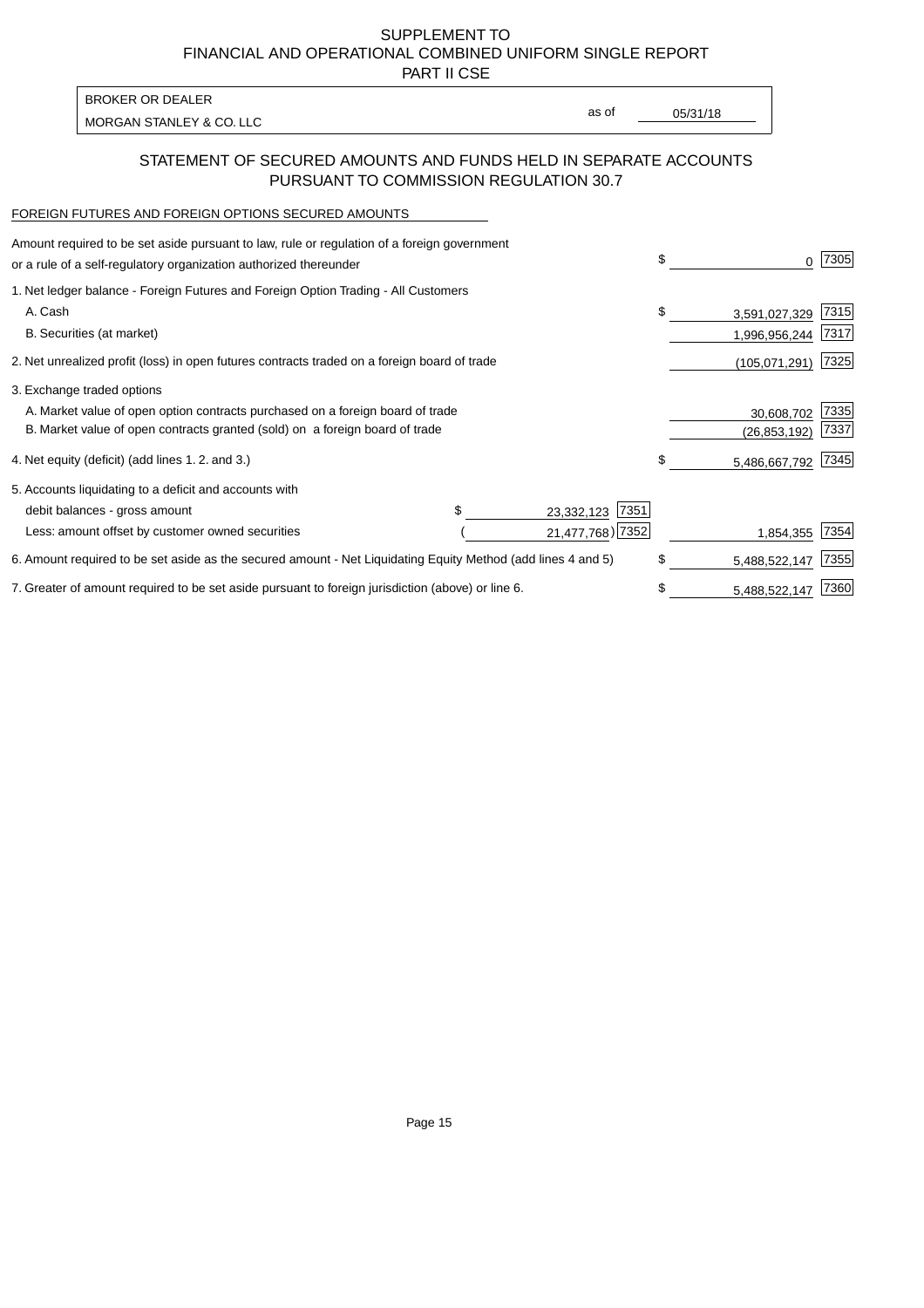# SUPPLEMENT TO
# FINANCIAL AND OPERATIONAL COMBINED UNIFORM SINGLE REPORT
# PART II CSE

| BROKER OR DEALER | | |
|---|---|---|
| MORGAN STANLEY & CO. LLC | as of | 05/31/18 |

## STATEMENT OF SECURED AMOUNTS AND FUNDS HELD IN SEPARATE ACCOUNTS PURSUANT TO COMMISSION REGULATION 30.7

FOREIGN FUTURES AND FOREIGN OPTIONS SECURED AMOUNTS

| | | | | |
|---|---|---|---|---|
| Amount required to be set aside pursuant to law, rule or regulation of a foreign government or a rule of a self-regulatory organization authorized thereunder | | | $ 0 | 7305 |
| 1. Net ledger balance - Foreign Futures and Foreign Option Trading - All Customers | | | | |
| A. Cash | | | $ 3,591,027,329 | 7315 |
| B. Securities (at market) | | | 1,996,956,244 | 7317 |
| 2. Net unrealized profit (loss) in open futures contracts traded on a foreign board of trade | | | (105,071,291) | 7325 |
| 3. Exchange traded options | | | | |
| A. Market value of open option contracts purchased on a foreign board of trade | | | 30,608,702 | 7335 |
| B. Market value of open contracts granted (sold) on a foreign board of trade | | | (26,853,192) | 7337 |
| 4. Net equity (deficit) (add lines 1. 2. and 3.) | | | $ 5,486,667,792 | 7345 |
| 5. Accounts liquidating to a deficit and accounts with | | | | |
| debit balances - gross amount | $ 23,332,123 | 7351 | | |
| Less: amount offset by customer owned securities | ( 21,477,768) | 7352 | 1,854,355 | 7354 |
| 6. Amount required to be set aside as the secured amount - Net Liquidating Equity Method (add lines 4 and 5) | | | $ 5,488,522,147 | 7355 |
| 7. Greater of amount required to be set aside pursuant to foreign jurisdiction (above) or line 6. | | | $ 5,488,522,147 | 7360 |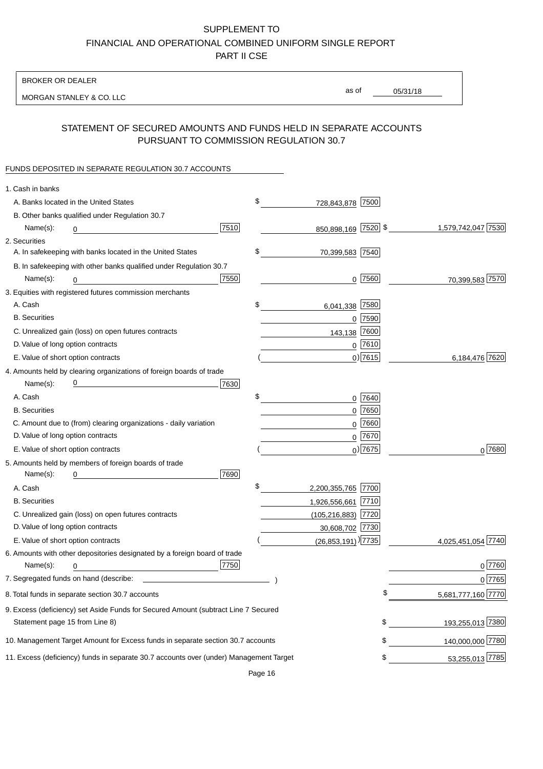SUPPLEMENT TO
FINANCIAL AND OPERATIONAL COMBINED UNIFORM SINGLE REPORT
PART II CSE

BROKER OR DEALER

MORGAN STANLEY & CO. LLC

as of 05/31/18

## STATEMENT OF SECURED AMOUNTS AND FUNDS HELD IN SEPARATE ACCOUNTS PURSUANT TO COMMISSION REGULATION 30.7

FUNDS DEPOSITED IN SEPARATE REGULATION 30.7 ACCOUNTS

| | | | | |
|---|---|---|---|---|
| 1. Cash in banks | | | | |
| A. Banks located in the United States | | $ 728,843,878 | 7500 | |
| B. Other banks qualified under Regulation 30.7 Name(s): 0 | 7510 | 850,898,169 | 7520 | $ 1,579,742,047 7530 |
| 2. Securities | | | | |
| A. In safekeeping with banks located in the United States | | $ 70,399,583 | 7540 | |
| B. In safekeeping with other banks qualified under Regulation 30.7 Name(s): 0 | 7550 | 0 | 7560 | 70,399,583 7570 |
| 3. Equities with registered futures commission merchants | | | | |
| A. Cash | | $ 6,041,338 | 7580 | |
| B. Securities | | 0 | 7590 | |
| C. Unrealized gain (loss) on open futures contracts | | 143,138 | 7600 | |
| D. Value of long option contracts | | 0 | 7610 | |
| E. Value of short option contracts | | ( 0) | 7615 | 6,184,476 7620 |
| 4. Amounts held by clearing organizations of foreign boards of trade Name(s): 0 | 7630 | | | |
| A. Cash | | $ 0 | 7640 | |
| B. Securities | | 0 | 7650 | |
| C. Amount due to (from) clearing organizations - daily variation | | 0 | 7660 | |
| D. Value of long option contracts | | 0 | 7670 | |
| E. Value of short option contracts | | ( 0) | 7675 | 0 7680 |
| 5. Amounts held by members of foreign boards of trade Name(s): 0 | 7690 | | | |
| A. Cash | | $ 2,200,355,765 | 7700 | |
| B. Securities | | 1,926,556,661 | 7710 | |
| C. Unrealized gain (loss) on open futures contracts | | (105,216,883) | 7720 | |
| D. Value of long option contracts | | 30,608,702 | 7730 | |
| E. Value of short option contracts | | ( (26,853,191) ) | 7735 | 4,025,451,054 7740 |
| 6. Amounts with other depositories designated by a foreign board of trade Name(s): 0 | 7750 | | | 0 7760 |
| 7. Segregated funds on hand (describe: ) | | | | 0 7765 |
| 8. Total funds in separate section 30.7 accounts | | | | $ 5,681,777,160 7770 |
| 9. Excess (deficiency) set Aside Funds for Secured Amount (subtract Line 7 Secured Statement page 15 from Line 8) | | | | $ 193,255,013 7380 |
| 10. Management Target Amount for Excess funds in separate section 30.7 accounts | | | | $ 140,000,000 7780 |
| 11. Excess (deficiency) funds in separate 30.7 accounts over (under) Management Target | | | | $ 53,255,013 7785 |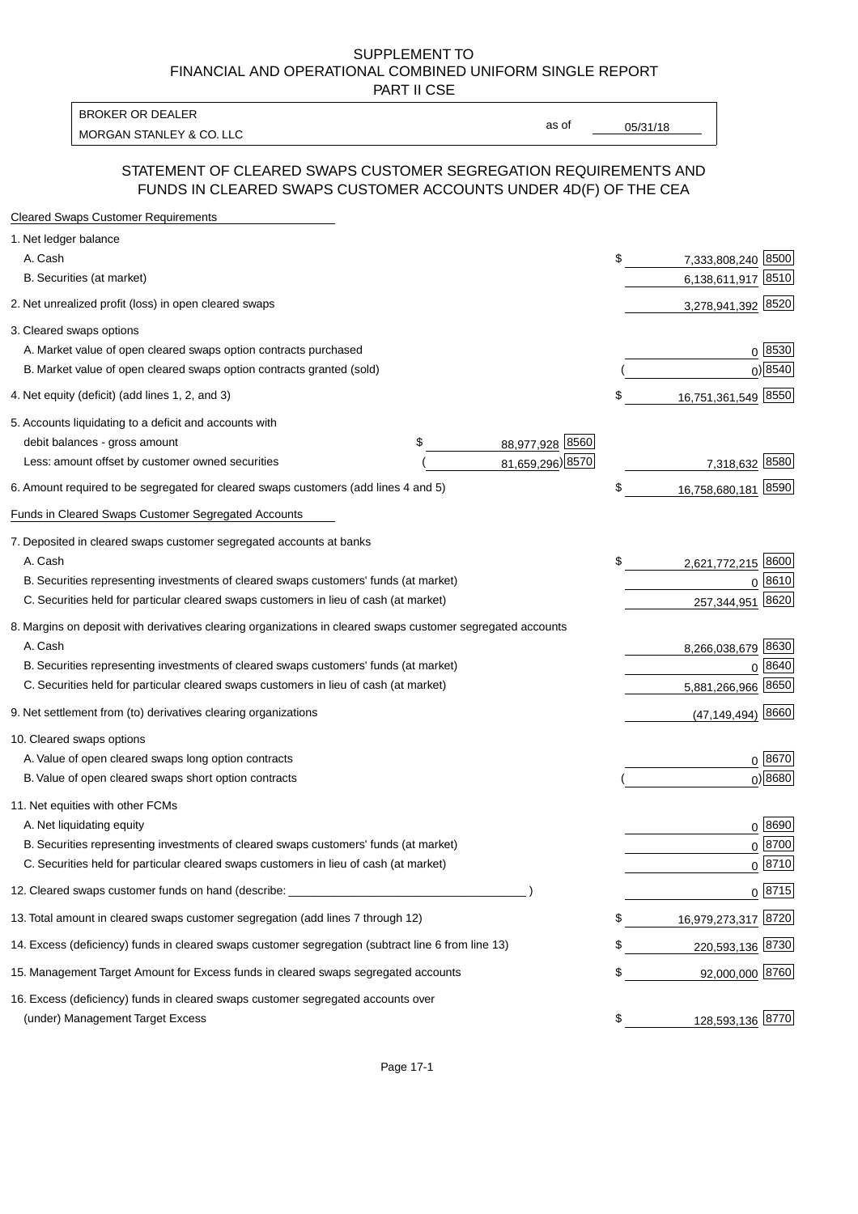SUPPLEMENT TO
FINANCIAL AND OPERATIONAL COMBINED UNIFORM SINGLE REPORT
PART II CSE

| | | |
|---|---|---|
| BROKER OR DEALER<br>MORGAN STANLEY & CO. LLC | as of | 05/31/18 |

## STATEMENT OF CLEARED SWAPS CUSTOMER SEGREGATION REQUIREMENTS AND FUNDS IN CLEARED SWAPS CUSTOMER ACCOUNTS UNDER 4D(F) OF THE CEA

| | | | | |
|---|---|---|---|---|
| **Cleared Swaps Customer Requirements** | | | | |
| 1. Net ledger balance | | | | |
| A. Cash | | | $ 7,333,808,240 | 8500 |
| B. Securities (at market) | | | 6,138,611,917 | 8510 |
| 2. Net unrealized profit (loss) in open cleared swaps | | | 3,278,941,392 | 8520 |
| 3. Cleared swaps options | | | | |
| A. Market value of open cleared swaps option contracts purchased | | | 0 | 8530 |
| B. Market value of open cleared swaps option contracts granted (sold) | | | ( 0) | 8540 |
| 4. Net equity (deficit) (add lines 1, 2, and 3) | | | $ 16,751,361,549 | 8550 |
| 5. Accounts liquidating to a deficit and accounts with | | | | |
| debit balances - gross amount | $ 88,977,928 | 8560 | | |
| Less: amount offset by customer owned securities | ( 81,659,296) | 8570 | 7,318,632 | 8580 |
| 6. Amount required to be segregated for cleared swaps customers (add lines 4 and 5) | | | $ 16,758,680,181 | 8590 |
| **Funds in Cleared Swaps Customer Segregated Accounts** | | | | |
| 7. Deposited in cleared swaps customer segregated accounts at banks | | | | |
| A. Cash | | | $ 2,621,772,215 | 8600 |
| B. Securities representing investments of cleared swaps customers' funds (at market) | | | 0 | 8610 |
| C. Securities held for particular cleared swaps customers in lieu of cash (at market) | | | 257,344,951 | 8620 |
| 8. Margins on deposit with derivatives clearing organizations in cleared swaps customer segregated accounts | | | | |
| A. Cash | | | 8,266,038,679 | 8630 |
| B. Securities representing investments of cleared swaps customers' funds (at market) | | | 0 | 8640 |
| C. Securities held for particular cleared swaps customers in lieu of cash (at market) | | | 5,881,266,966 | 8650 |
| 9. Net settlement from (to) derivatives clearing organizations | | | (47,149,494) | 8660 |
| 10. Cleared swaps options | | | | |
| A. Value of open cleared swaps long option contracts | | | 0 | 8670 |
| B. Value of open cleared swaps short option contracts | | | ( 0) | 8680 |
| 11. Net equities with other FCMs | | | | |
| A. Net liquidating equity | | | 0 | 8690 |
| B. Securities representing investments of cleared swaps customers' funds (at market) | | | 0 | 8700 |
| C. Securities held for particular cleared swaps customers in lieu of cash (at market) | | | 0 | 8710 |
| 12. Cleared swaps customer funds on hand (describe: ____________ ) | | | 0 | 8715 |
| 13. Total amount in cleared swaps customer segregation (add lines 7 through 12) | | | $ 16,979,273,317 | 8720 |
| 14. Excess (deficiency) funds in cleared swaps customer segregation (subtract line 6 from line 13) | | | $ 220,593,136 | 8730 |
| 15. Management Target Amount for Excess funds in cleared swaps segregated accounts | | | $ 92,000,000 | 8760 |
| 16. Excess (deficiency) funds in cleared swaps customer segregated accounts over (under) Management Target Excess | | | $ 128,593,136 | 8770 |